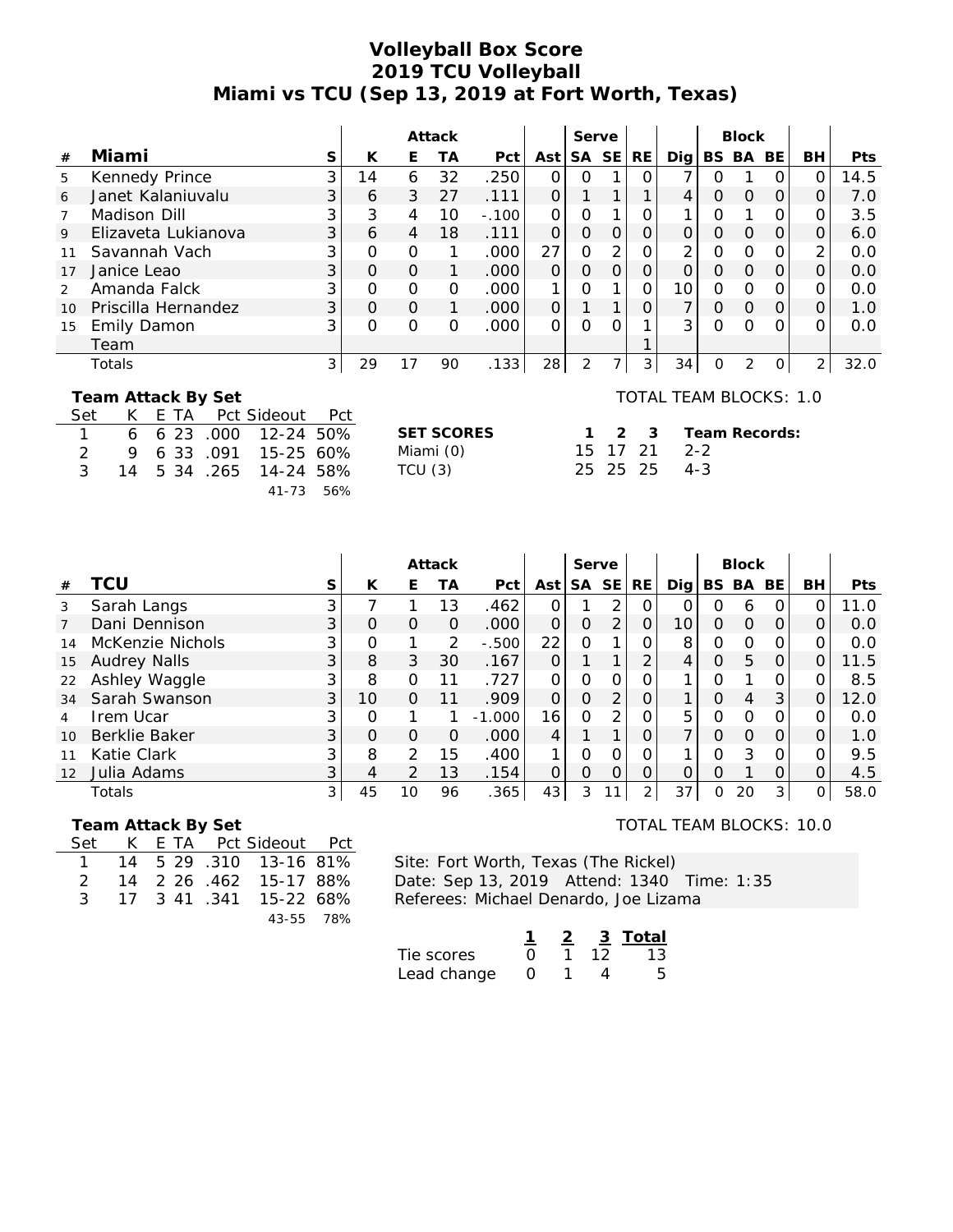# Volleyball Box Score
## 2019 TCU Volleyball
## Miami vs TCU (Sep 13, 2019 at Fort Worth, Texas)

| | | | Attack | | | | | Serve | | | | Block | | | | |
|---|---|---|---|---|---|---|---|---|---|---|---|---|---|---|---|---|
| # | Miami | S | K | E | TA | Pct | Ast | SA | SE | RE | Dig | BS | BA | BE | BH | Pts |
| 5 | Kennedy Prince | 3 | 14 | 6 | 32 | .250 | 0 | 0 | 1 | 0 | 7 | 0 | 1 | 0 | 0 | 14.5 |
| 6 | Janet Kalaniuvalu | 3 | 6 | 3 | 27 | .111 | 0 | 1 | 1 | 1 | 4 | 0 | 0 | 0 | 0 | 7.0 |
| 7 | Madison Dill | 3 | 3 | 4 | 10 | -.100 | 0 | 0 | 1 | 0 | 1 | 0 | 1 | 0 | 0 | 3.5 |
| 9 | Elizaveta Lukianova | 3 | 6 | 4 | 18 | .111 | 0 | 0 | 0 | 0 | 0 | 0 | 0 | 0 | 0 | 6.0 |
| 11 | Savannah Vach | 3 | 0 | 0 | 1 | .000 | 27 | 0 | 2 | 0 | 2 | 0 | 0 | 0 | 2 | 0.0 |
| 17 | Janice Leao | 3 | 0 | 0 | 1 | .000 | 0 | 0 | 0 | 0 | 0 | 0 | 0 | 0 | 0 | 0.0 |
| 2 | Amanda Falck | 3 | 0 | 0 | 0 | .000 | 1 | 0 | 1 | 0 | 10 | 0 | 0 | 0 | 0 | 0.0 |
| 10 | Priscilla Hernandez | 3 | 0 | 0 | 1 | .000 | 0 | 1 | 1 | 0 | 7 | 0 | 0 | 0 | 0 | 1.0 |
| 15 | Emily Damon | 3 | 0 | 0 | 0 | .000 | 0 | 0 | 0 | 1 | 3 | 0 | 0 | 0 | 0 | 0.0 |
| | Team | | | | | | | | | 1 | | | | | | |
| | Totals | 3 | 29 | 17 | 90 | .133 | 28 | 2 | 7 | 3 | 34 | 0 | 2 | 0 | 2 | 32.0 |

**Team Attack By Set**

| Set | K | E | TA | Pct | Sideout | Pct |
|---|---|---|---|---|---|---|
| 1 | 6 | 6 | 23 | .000 | 12-24 | 50% |
| 2 | 9 | 6 | 33 | .091 | 15-25 | 60% |
| 3 | 14 | 5 | 34 | .265 | 14-24 | 58% |
| | | | | | 41-73 | 56% |

TOTAL TEAM BLOCKS: 1.0

| SET SCORES | 1 | 2 | 3 | Team Records: |
|---|---|---|---|---|
| Miami (0) | 15 | 17 | 21 | 2-2 |
| TCU (3) | 25 | 25 | 25 | 4-3 |

| | | | Attack | | | | | Serve | | | | Block | | | | |
|---|---|---|---|---|---|---|---|---|---|---|---|---|---|---|---|---|
| # | TCU | S | K | E | TA | Pct | Ast | SA | SE | RE | Dig | BS | BA | BE | BH | Pts |
| 3 | Sarah Langs | 3 | 7 | 1 | 13 | .462 | 0 | 1 | 2 | 0 | 0 | 0 | 6 | 0 | 0 | 11.0 |
| 7 | Dani Dennison | 3 | 0 | 0 | 0 | .000 | 0 | 0 | 2 | 0 | 10 | 0 | 0 | 0 | 0 | 0.0 |
| 14 | McKenzie Nichols | 3 | 0 | 1 | 2 | -.500 | 22 | 0 | 1 | 0 | 8 | 0 | 0 | 0 | 0 | 0.0 |
| 15 | Audrey Nalls | 3 | 8 | 3 | 30 | .167 | 0 | 1 | 1 | 2 | 4 | 0 | 5 | 0 | 0 | 11.5 |
| 22 | Ashley Waggle | 3 | 8 | 0 | 11 | .727 | 0 | 0 | 0 | 0 | 1 | 0 | 1 | 0 | 0 | 8.5 |
| 34 | Sarah Swanson | 3 | 10 | 0 | 11 | .909 | 0 | 0 | 2 | 0 | 1 | 0 | 4 | 3 | 0 | 12.0 |
| 4 | Irem Ucar | 3 | 0 | 1 | 1 | -1.000 | 16 | 0 | 2 | 0 | 5 | 0 | 0 | 0 | 0 | 0.0 |
| 10 | Berklie Baker | 3 | 0 | 0 | 0 | .000 | 4 | 1 | 1 | 0 | 7 | 0 | 0 | 0 | 0 | 1.0 |
| 11 | Katie Clark | 3 | 8 | 2 | 15 | .400 | 1 | 0 | 0 | 0 | 1 | 0 | 3 | 0 | 0 | 9.5 |
| 12 | Julia Adams | 3 | 4 | 2 | 13 | .154 | 0 | 0 | 0 | 0 | 0 | 0 | 1 | 0 | 0 | 4.5 |
| | Totals | 3 | 45 | 10 | 96 | .365 | 43 | 3 | 11 | 2 | 37 | 0 | 20 | 3 | 0 | 58.0 |

**Team Attack By Set**

| Set | K | E | TA | Pct | Sideout | Pct |
|---|---|---|---|---|---|---|
| 1 | 14 | 5 | 29 | .310 | 13-16 | 81% |
| 2 | 14 | 2 | 26 | .462 | 15-17 | 88% |
| 3 | 17 | 3 | 41 | .341 | 15-22 | 68% |
| | | | | | 43-55 | 78% |

TOTAL TEAM BLOCKS: 10.0

Site: Fort Worth, Texas (The Rickel)
Date: Sep 13, 2019 Attend: 1340 Time: 1:35
Referees: Michael Denardo, Joe Lizama

| | 1 | 2 | 3 | Total |
|---|---|---|---|---|
| Tie scores | 0 | 1 | 12 | 13 |
| Lead change | 0 | 1 | 4 | 5 |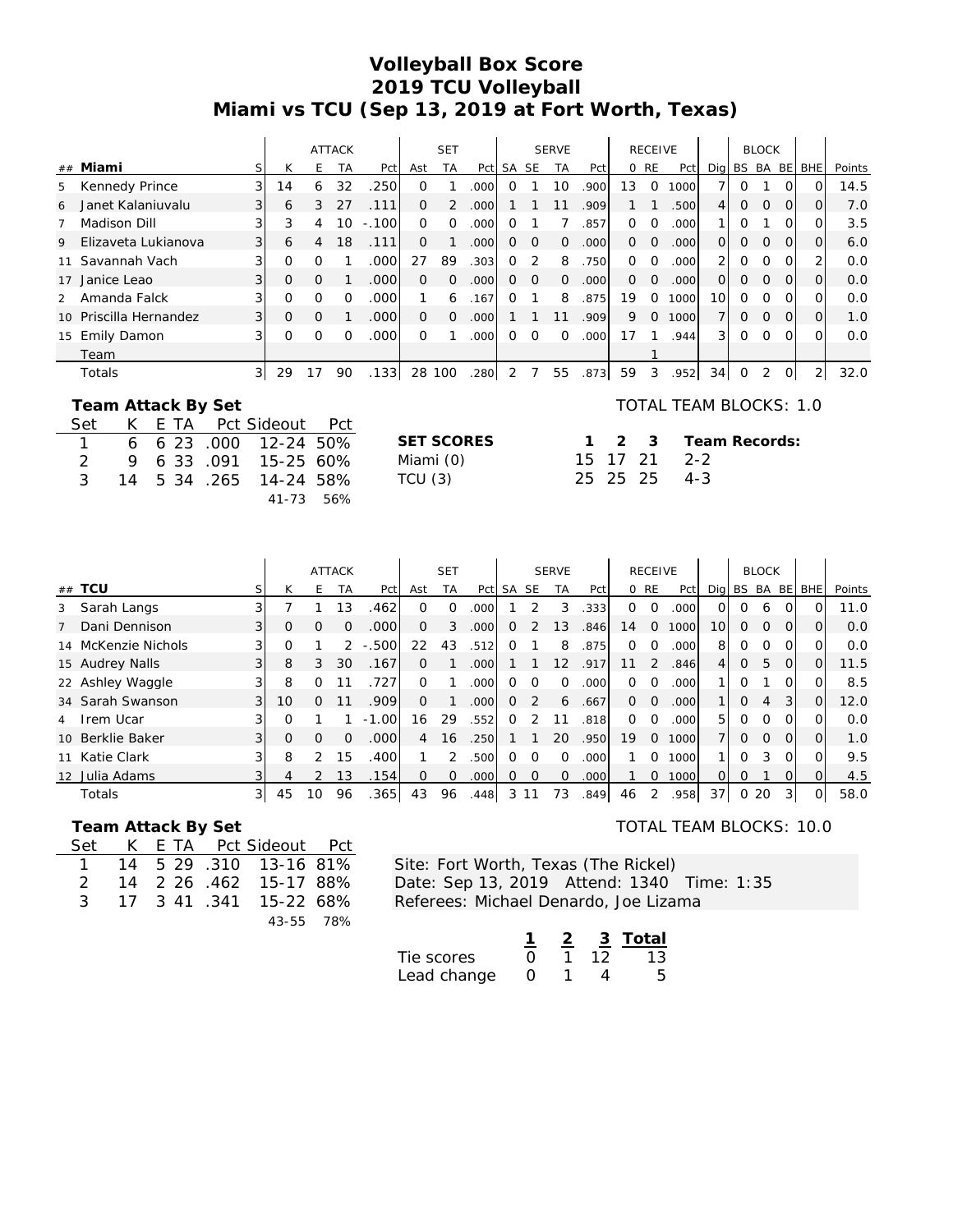# Volleyball Box Score
## 2019 TCU Volleyball
## Miami vs TCU (Sep 13, 2019 at Fort Worth, Texas)

| | | | ATTACK | | | | SET | | | SERVE | | | | RECEIVE | | | | BLOCK | | | | |
|---|---|---|---|---|---|---|---|---|---|---|---|---|---|---|---|---|---|---|---|---|---|---|
| ## Miami | S | K | E | TA | Pct | Ast | TA | Pct | SA | SE | TA | Pct | O | RE | Pct | Dig | BS | BA | BE | BHE | Points |
| 5 Kennedy Prince | 3 | 14 | 6 | 32 | .250 | 0 | 1 | .000 | 0 | 1 | 10 | .900 | 13 | 0 | 1000 | 7 | 0 | 1 | 0 | 0 | 14.5 |
| 6 Janet Kalaniuvalu | 3 | 6 | 3 | 27 | .111 | 0 | 2 | .000 | 1 | 1 | 11 | .909 | 1 | 1 | .500 | 4 | 0 | 0 | 0 | 0 | 7.0 |
| 7 Madison Dill | 3 | 3 | 4 | 10 | -.100 | 0 | 0 | .000 | 0 | 1 | 7 | .857 | 0 | 0 | .000 | 1 | 0 | 1 | 0 | 0 | 3.5 |
| 9 Elizaveta Lukianova | 3 | 6 | 4 | 18 | .111 | 0 | 1 | .000 | 0 | 0 | 0 | .000 | 0 | 0 | .000 | 0 | 0 | 0 | 0 | 0 | 6.0 |
| 11 Savannah Vach | 3 | 0 | 0 | 1 | .000 | 27 | 89 | .303 | 0 | 2 | 8 | .750 | 0 | 0 | .000 | 2 | 0 | 0 | 0 | 2 | 0.0 |
| 17 Janice Leao | 3 | 0 | 0 | 1 | .000 | 0 | 0 | .000 | 0 | 0 | 0 | .000 | 0 | 0 | .000 | 0 | 0 | 0 | 0 | 0 | 0.0 |
| 2 Amanda Falck | 3 | 0 | 0 | 0 | .000 | 1 | 6 | .167 | 0 | 1 | 8 | .875 | 19 | 0 | 1000 | 10 | 0 | 0 | 0 | 0 | 0.0 |
| 10 Priscilla Hernandez | 3 | 0 | 0 | 1 | .000 | 0 | 0 | .000 | 1 | 1 | 11 | .909 | 9 | 0 | 1000 | 7 | 0 | 0 | 0 | 0 | 1.0 |
| 15 Emily Damon | 3 | 0 | 0 | 0 | .000 | 0 | 1 | .000 | 0 | 0 | 0 | .000 | 17 | 1 | .944 | 3 | 0 | 0 | 0 | 0 | 0.0 |
| Team | | | | | | | | | | | | | | 1 | | | | | | | |
| Totals | 3 | 29 | 17 | 90 | .133 | 28 | 100 | .280 | 2 | 7 | 55 | .873 | 59 | 3 | .952 | 34 | 0 | 2 | 0 | 2 | 32.0 |

**Team Attack By Set**

| Set | K | E | TA | Pct | Sideout | Pct |
|---|---|---|---|---|---|---|
| 1 | 6 | 6 | 23 | .000 | 12-24 | 50% |
| 2 | 9 | 6 | 33 | .091 | 15-25 | 60% |
| 3 | 14 | 5 | 34 | .265 | 14-24 | 58% |
| | | | | | 41-73 | 56% |

TOTAL TEAM BLOCKS: 1.0

| SET SCORES | 1 | 2 | 3 | Team Records: |
|---|---|---|---|---|
| Miami (0) | 15 | 17 | 21 | 2-2 |
| TCU (3) | 25 | 25 | 25 | 4-3 |

| | | | ATTACK | | | | SET | | | SERVE | | | | RECEIVE | | | | BLOCK | | | | |
|---|---|---|---|---|---|---|---|---|---|---|---|---|---|---|---|---|---|---|---|---|---|---|
| ## TCU | S | K | E | TA | Pct | Ast | TA | Pct | SA | SE | TA | Pct | O | RE | Pct | Dig | BS | BA | BE | BHE | Points |
| 3 Sarah Langs | 3 | 7 | 1 | 13 | .462 | 0 | 0 | .000 | 1 | 2 | 3 | .333 | 0 | 0 | .000 | 0 | 0 | 6 | 0 | 0 | 11.0 |
| 7 Dani Dennison | 3 | 0 | 0 | 0 | .000 | 0 | 3 | .000 | 0 | 2 | 13 | .846 | 14 | 0 | 1000 | 10 | 0 | 0 | 0 | 0 | 0.0 |
| 14 McKenzie Nichols | 3 | 0 | 1 | 2 | -.500 | 22 | 43 | .512 | 0 | 1 | 8 | .875 | 0 | 0 | .000 | 8 | 0 | 0 | 0 | 0 | 0.0 |
| 15 Audrey Nalls | 3 | 8 | 3 | 30 | .167 | 0 | 1 | .000 | 1 | 1 | 12 | .917 | 11 | 2 | .846 | 4 | 0 | 5 | 0 | 0 | 11.5 |
| 22 Ashley Waggle | 3 | 8 | 0 | 11 | .727 | 0 | 1 | .000 | 0 | 0 | 0 | .000 | 0 | 0 | .000 | 1 | 0 | 1 | 0 | 0 | 8.5 |
| 34 Sarah Swanson | 3 | 10 | 0 | 11 | .909 | 0 | 1 | .000 | 0 | 2 | 6 | .667 | 0 | 0 | .000 | 1 | 0 | 4 | 3 | 0 | 12.0 |
| 4 Irem Ucar | 3 | 0 | 1 | 1 | -1.00 | 16 | 29 | .552 | 0 | 2 | 11 | .818 | 0 | 0 | .000 | 5 | 0 | 0 | 0 | 0 | 0.0 |
| 10 Berklie Baker | 3 | 0 | 0 | 0 | .000 | 4 | 16 | .250 | 1 | 1 | 20 | .950 | 19 | 0 | 1000 | 7 | 0 | 0 | 0 | 0 | 1.0 |
| 11 Katie Clark | 3 | 8 | 2 | 15 | .400 | 1 | 2 | .500 | 0 | 0 | 0 | .000 | 1 | 0 | 1000 | 1 | 0 | 3 | 0 | 0 | 9.5 |
| 12 Julia Adams | 3 | 4 | 2 | 13 | .154 | 0 | 0 | .000 | 0 | 0 | 0 | .000 | 1 | 0 | 1000 | 0 | 0 | 1 | 0 | 0 | 4.5 |
| Totals | 3 | 45 | 10 | 96 | .365 | 43 | 96 | .448 | 3 | 11 | 73 | .849 | 46 | 2 | .958 | 37 | 0 | 20 | 3 | 0 | 58.0 |

**Team Attack By Set**

| Set | K | E | TA | Pct | Sideout | Pct |
|---|---|---|---|---|---|---|
| 1 | 14 | 5 | 29 | .310 | 13-16 | 81% |
| 2 | 14 | 2 | 26 | .462 | 15-17 | 88% |
| 3 | 17 | 3 | 41 | .341 | 15-22 | 68% |
| | | | | | 43-55 | 78% |

TOTAL TEAM BLOCKS: 10.0

Site: Fort Worth, Texas (The Rickel)
Date: Sep 13, 2019 Attend: 1340 Time: 1:35
Referees: Michael Denardo, Joe Lizama

| | 1 | 2 | 3 | Total |
|---|---|---|---|---|
| Tie scores | 0 | 1 | 12 | 13 |
| Lead change | 0 | 1 | 4 | 5 |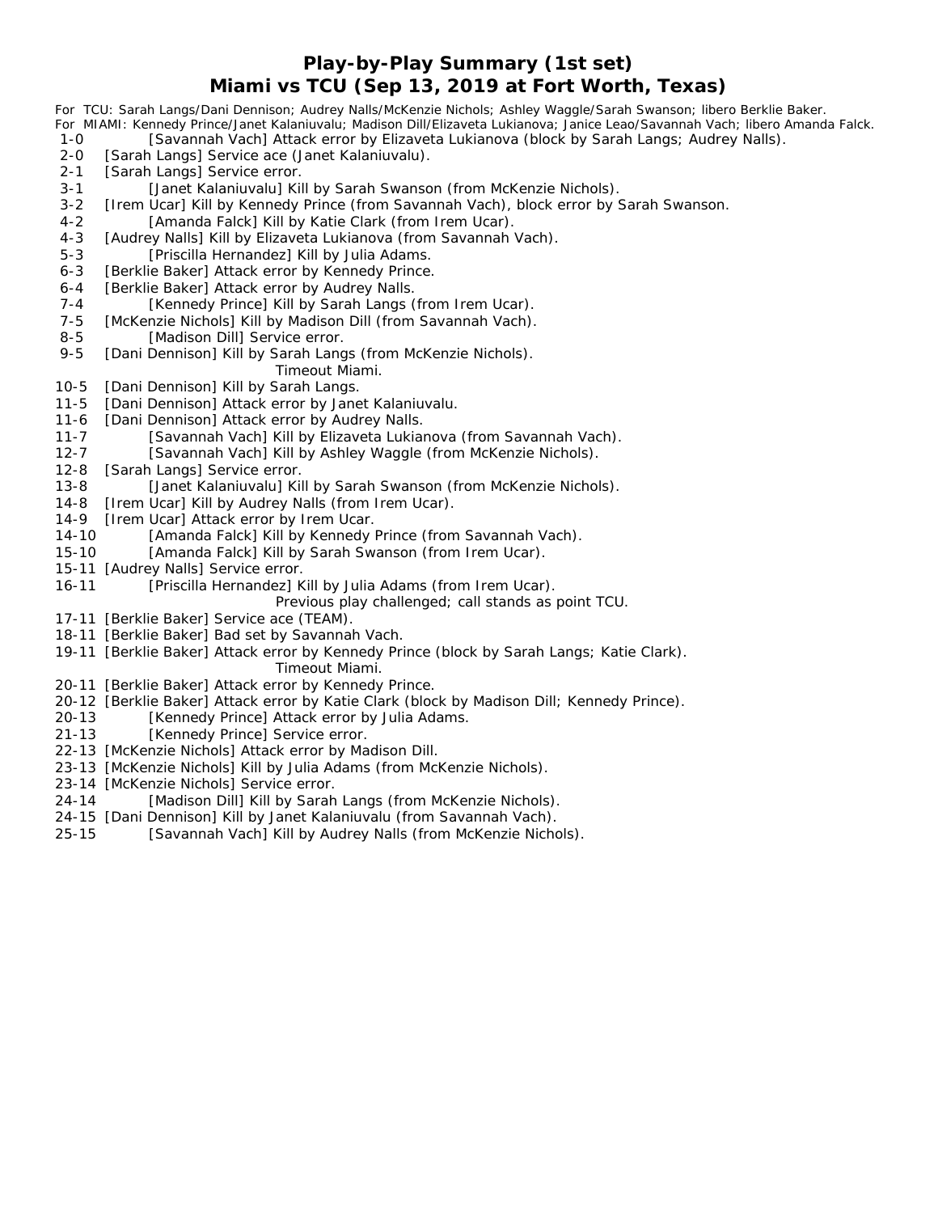# Play-by-Play Summary (1st set)
## Miami vs TCU (Sep 13, 2019 at Fort Worth, Texas)

For TCU: Sarah Langs/Dani Dennison; Audrey Nalls/McKenzie Nichols; Ashley Waggle/Sarah Swanson; libero Berklie Baker.
For MIAMI: Kennedy Prince/Janet Kalaniuvalu; Madison Dill/Elizaveta Lukianova; Janice Leao/Savannah Vach; libero Amanda Falck.

1-0 [Savannah Vach] Attack error by Elizaveta Lukianova (block by Sarah Langs; Audrey Nalls).
2-0 [Sarah Langs] Service ace (Janet Kalaniuvalu).
2-1 [Sarah Langs] Service error.
3-1 [Janet Kalaniuvalu] Kill by Sarah Swanson (from McKenzie Nichols).
3-2 [Irem Ucar] Kill by Kennedy Prince (from Savannah Vach), block error by Sarah Swanson.
4-2 [Amanda Falck] Kill by Katie Clark (from Irem Ucar).
4-3 [Audrey Nalls] Kill by Elizaveta Lukianova (from Savannah Vach).
5-3 [Priscilla Hernandez] Kill by Julia Adams.
6-3 [Berklie Baker] Attack error by Kennedy Prince.
6-4 [Berklie Baker] Attack error by Audrey Nalls.
7-4 [Kennedy Prince] Kill by Sarah Langs (from Irem Ucar).
7-5 [McKenzie Nichols] Kill by Madison Dill (from Savannah Vach).
8-5 [Madison Dill] Service error.
9-5 [Dani Dennison] Kill by Sarah Langs (from McKenzie Nichols).
Timeout Miami.
10-5 [Dani Dennison] Kill by Sarah Langs.
11-5 [Dani Dennison] Attack error by Janet Kalaniuvalu.
11-6 [Dani Dennison] Attack error by Audrey Nalls.
11-7 [Savannah Vach] Kill by Elizaveta Lukianova (from Savannah Vach).
12-7 [Savannah Vach] Kill by Ashley Waggle (from McKenzie Nichols).
12-8 [Sarah Langs] Service error.
13-8 [Janet Kalaniuvalu] Kill by Sarah Swanson (from McKenzie Nichols).
14-8 [Irem Ucar] Kill by Audrey Nalls (from Irem Ucar).
14-9 [Irem Ucar] Attack error by Irem Ucar.
14-10 [Amanda Falck] Kill by Kennedy Prince (from Savannah Vach).
15-10 [Amanda Falck] Kill by Sarah Swanson (from Irem Ucar).
15-11 [Audrey Nalls] Service error.
16-11 [Priscilla Hernandez] Kill by Julia Adams (from Irem Ucar).
Previous play challenged; call stands as point TCU.
17-11 [Berklie Baker] Service ace (TEAM).
18-11 [Berklie Baker] Bad set by Savannah Vach.
19-11 [Berklie Baker] Attack error by Kennedy Prince (block by Sarah Langs; Katie Clark).
Timeout Miami.
20-11 [Berklie Baker] Attack error by Kennedy Prince.
20-12 [Berklie Baker] Attack error by Katie Clark (block by Madison Dill; Kennedy Prince).
20-13 [Kennedy Prince] Attack error by Julia Adams.
21-13 [Kennedy Prince] Service error.
22-13 [McKenzie Nichols] Attack error by Madison Dill.
23-13 [McKenzie Nichols] Kill by Julia Adams (from McKenzie Nichols).
23-14 [McKenzie Nichols] Service error.
24-14 [Madison Dill] Kill by Sarah Langs (from McKenzie Nichols).
24-15 [Dani Dennison] Kill by Janet Kalaniuvalu (from Savannah Vach).
25-15 [Savannah Vach] Kill by Audrey Nalls (from McKenzie Nichols).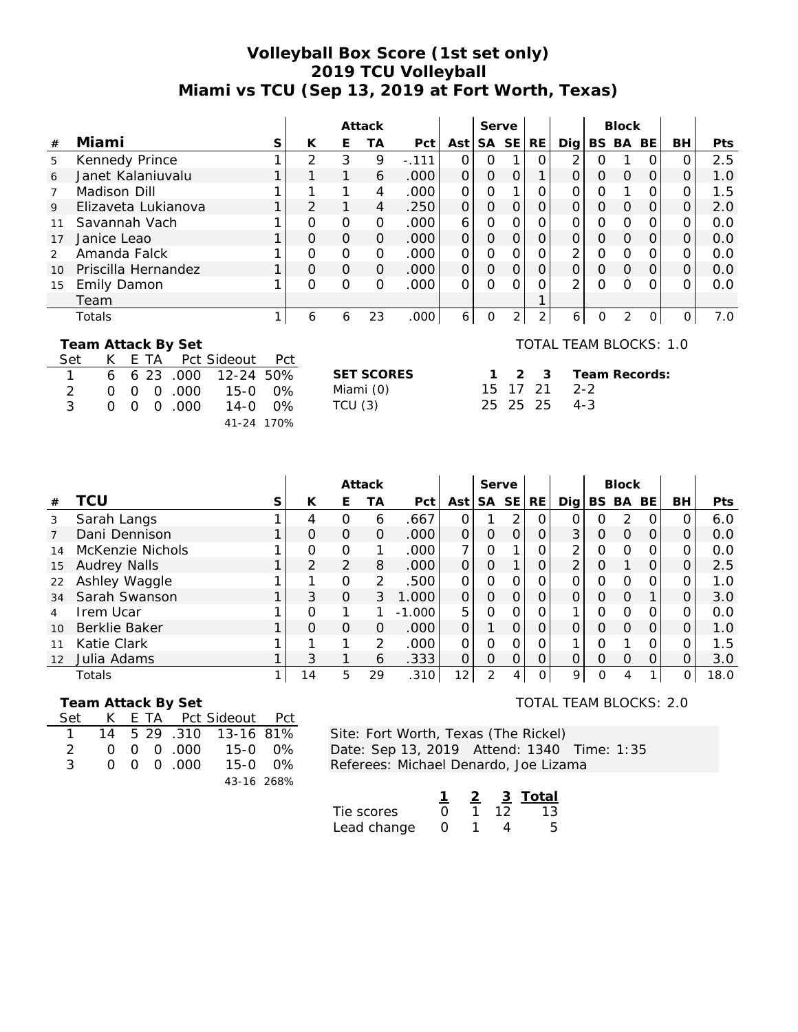# Volleyball Box Score (1st set only)
## 2019 TCU Volleyball
## Miami vs TCU (Sep 13, 2019 at Fort Worth, Texas)

| | | | Attack | | | | | Serve | | | | Block | | | | |
|---|---|---|---|---|---|---|---|---|---|---|---|---|---|---|---|---|
| # | Miami | S | K | E | TA | Pct | Ast | SA | SE | RE | Dig | BS | BA | BE | BH | Pts |
| 5 | Kennedy Prince | 1 | 2 | 3 | 9 | -.111 | 0 | 0 | 1 | 0 | 2 | 0 | 1 | 0 | 0 | 2.5 |
| 6 | Janet Kalaniuvalu | 1 | 1 | 1 | 6 | .000 | 0 | 0 | 0 | 1 | 0 | 0 | 0 | 0 | 0 | 1.0 |
| 7 | Madison Dill | 1 | 1 | 1 | 4 | .000 | 0 | 0 | 1 | 0 | 0 | 0 | 1 | 0 | 0 | 1.5 |
| 9 | Elizaveta Lukianova | 1 | 2 | 1 | 4 | .250 | 0 | 0 | 0 | 0 | 0 | 0 | 0 | 0 | 0 | 2.0 |
| 11 | Savannah Vach | 1 | 0 | 0 | 0 | .000 | 6 | 0 | 0 | 0 | 0 | 0 | 0 | 0 | 0 | 0.0 |
| 17 | Janice Leao | 1 | 0 | 0 | 0 | .000 | 0 | 0 | 0 | 0 | 0 | 0 | 0 | 0 | 0 | 0.0 |
| 2 | Amanda Falck | 1 | 0 | 0 | 0 | .000 | 0 | 0 | 0 | 0 | 2 | 0 | 0 | 0 | 0 | 0.0 |
| 10 | Priscilla Hernandez | 1 | 0 | 0 | 0 | .000 | 0 | 0 | 0 | 0 | 0 | 0 | 0 | 0 | 0 | 0.0 |
| 15 | Emily Damon | 1 | 0 | 0 | 0 | .000 | 0 | 0 | 0 | 0 | 2 | 0 | 0 | 0 | 0 | 0.0 |
| | Team | | | | | | | | | 1 | | | | | | |
| | Totals | 1 | 6 | 6 | 23 | .000 | 6 | 0 | 2 | 2 | 6 | 0 | 2 | 0 | 0 | 7.0 |

**Team Attack By Set**

| Set | K | E | TA | Pct | Sideout | Pct |
|---|---|---|---|---|---|---|
| 1 | 6 | 6 | 23 | .000 | 12-24 | 50% |
| 2 | 0 | 0 | 0 | .000 | 15-0 | 0% |
| 3 | 0 | 0 | 0 | .000 | 14-0 | 0% |
| | | | | | 41-24 | 170% |

TOTAL TEAM BLOCKS: 1.0

| SET SCORES | 1 | 2 | 3 | Team Records: |
|---|---|---|---|---|
| Miami (0) | 15 | 17 | 21 | 2-2 |
| TCU (3) | 25 | 25 | 25 | 4-3 |

| | | | Attack | | | | | Serve | | | | Block | | | | |
|---|---|---|---|---|---|---|---|---|---|---|---|---|---|---|---|---|
| # | TCU | S | K | E | TA | Pct | Ast | SA | SE | RE | Dig | BS | BA | BE | BH | Pts |
| 3 | Sarah Langs | 1 | 4 | 0 | 6 | .667 | 0 | 1 | 2 | 0 | 0 | 0 | 2 | 0 | 0 | 6.0 |
| 7 | Dani Dennison | 1 | 0 | 0 | 0 | .000 | 0 | 0 | 0 | 0 | 3 | 0 | 0 | 0 | 0 | 0.0 |
| 14 | McKenzie Nichols | 1 | 0 | 0 | 1 | .000 | 7 | 0 | 1 | 0 | 2 | 0 | 0 | 0 | 0 | 0.0 |
| 15 | Audrey Nalls | 1 | 2 | 2 | 8 | .000 | 0 | 0 | 1 | 0 | 2 | 0 | 1 | 0 | 0 | 2.5 |
| 22 | Ashley Waggle | 1 | 1 | 0 | 2 | .500 | 0 | 0 | 0 | 0 | 0 | 0 | 0 | 0 | 0 | 1.0 |
| 34 | Sarah Swanson | 1 | 3 | 0 | 3 | 1.000 | 0 | 0 | 0 | 0 | 0 | 0 | 0 | 1 | 0 | 3.0 |
| 4 | Irem Ucar | 1 | 0 | 1 | 1 | -1.000 | 5 | 0 | 0 | 0 | 1 | 0 | 0 | 0 | 0 | 0.0 |
| 10 | Berklie Baker | 1 | 0 | 0 | 0 | .000 | 0 | 1 | 0 | 0 | 0 | 0 | 0 | 0 | 0 | 1.0 |
| 11 | Katie Clark | 1 | 1 | 1 | 2 | .000 | 0 | 0 | 0 | 0 | 1 | 0 | 1 | 0 | 0 | 1.5 |
| 12 | Julia Adams | 1 | 3 | 1 | 6 | .333 | 0 | 0 | 0 | 0 | 0 | 0 | 0 | 0 | 0 | 3.0 |
| | Totals | 1 | 14 | 5 | 29 | .310 | 12 | 2 | 4 | 0 | 9 | 0 | 4 | 1 | 0 | 18.0 |

**Team Attack By Set**

| Set | K | E | TA | Pct | Sideout | Pct |
|---|---|---|---|---|---|---|
| 1 | 14 | 5 | 29 | .310 | 13-16 | 81% |
| 2 | 0 | 0 | 0 | .000 | 15-0 | 0% |
| 3 | 0 | 0 | 0 | .000 | 15-0 | 0% |
| | | | | | 43-16 | 268% |

TOTAL TEAM BLOCKS: 2.0

Site: Fort Worth, Texas (The Rickel)
Date: Sep 13, 2019 Attend: 1340 Time: 1:35
Referees: Michael Denardo, Joe Lizama

| | 1 | 2 | 3 | Total |
|---|---|---|---|---|
| Tie scores | 0 | 1 | 12 | 13 |
| Lead change | 0 | 1 | 4 | 5 |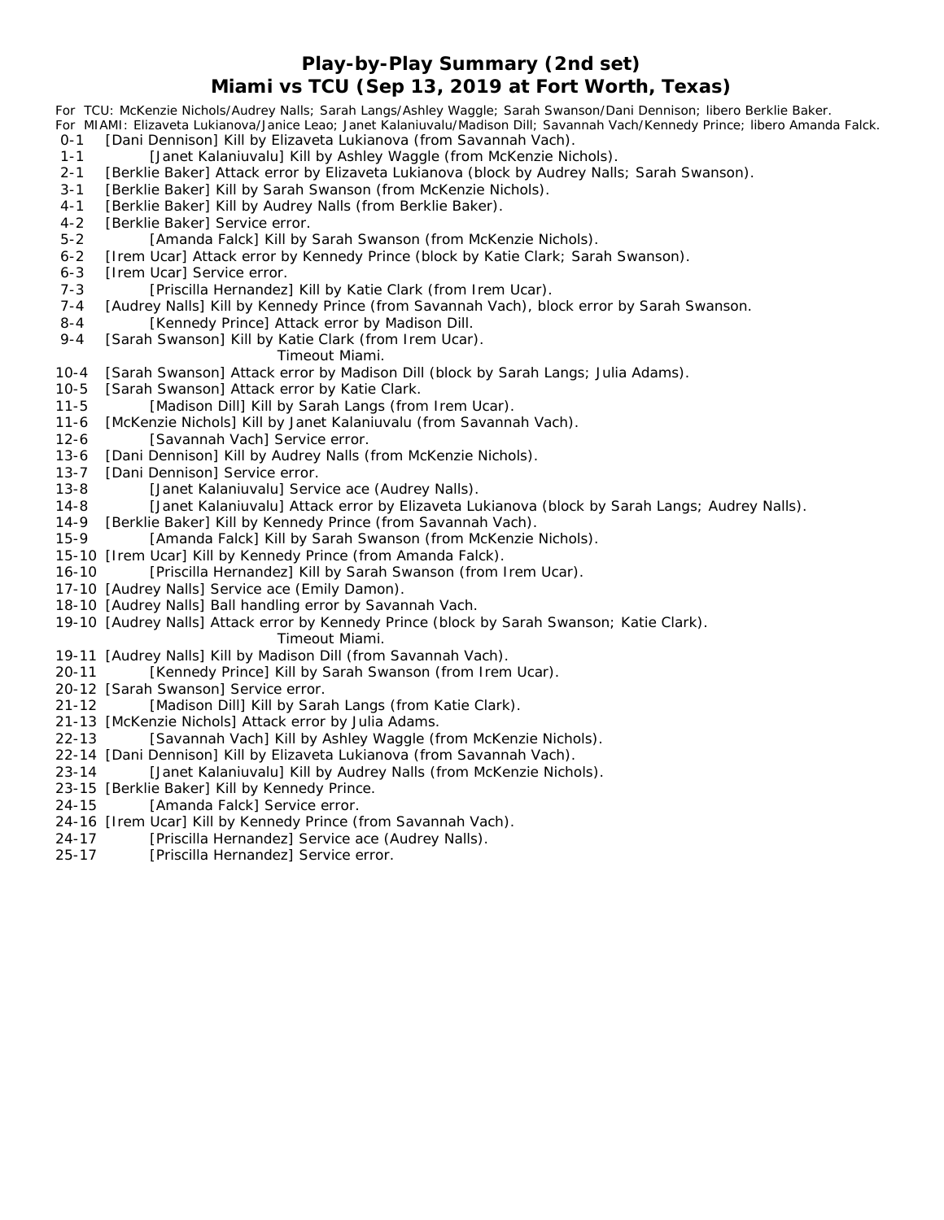# Play-by-Play Summary (2nd set)
## Miami vs TCU (Sep 13, 2019 at Fort Worth, Texas)

For TCU: McKenzie Nichols/Audrey Nalls; Sarah Langs/Ashley Waggle; Sarah Swanson/Dani Dennison; libero Berklie Baker.
For MIAMI: Elizaveta Lukianova/Janice Leao; Janet Kalaniuvalu/Madison Dill; Savannah Vach/Kennedy Prince; libero Amanda Falck.

0-1 [Dani Dennison] Kill by Elizaveta Lukianova (from Savannah Vach).
1-1 [Janet Kalaniuvalu] Kill by Ashley Waggle (from McKenzie Nichols).
2-1 [Berklie Baker] Attack error by Elizaveta Lukianova (block by Audrey Nalls; Sarah Swanson).
3-1 [Berklie Baker] Kill by Sarah Swanson (from McKenzie Nichols).
4-1 [Berklie Baker] Kill by Audrey Nalls (from Berklie Baker).
4-2 [Berklie Baker] Service error.
5-2 [Amanda Falck] Kill by Sarah Swanson (from McKenzie Nichols).
6-2 [Irem Ucar] Attack error by Kennedy Prince (block by Katie Clark; Sarah Swanson).
6-3 [Irem Ucar] Service error.
7-3 [Priscilla Hernandez] Kill by Katie Clark (from Irem Ucar).
7-4 [Audrey Nalls] Kill by Kennedy Prince (from Savannah Vach), block error by Sarah Swanson.
8-4 [Kennedy Prince] Attack error by Madison Dill.
9-4 [Sarah Swanson] Kill by Katie Clark (from Irem Ucar).
Timeout Miami.
10-4 [Sarah Swanson] Attack error by Madison Dill (block by Sarah Langs; Julia Adams).
10-5 [Sarah Swanson] Attack error by Katie Clark.
11-5 [Madison Dill] Kill by Sarah Langs (from Irem Ucar).
11-6 [McKenzie Nichols] Kill by Janet Kalaniuvalu (from Savannah Vach).
12-6 [Savannah Vach] Service error.
13-6 [Dani Dennison] Kill by Audrey Nalls (from McKenzie Nichols).
13-7 [Dani Dennison] Service error.
13-8 [Janet Kalaniuvalu] Service ace (Audrey Nalls).
14-8 [Janet Kalaniuvalu] Attack error by Elizaveta Lukianova (block by Sarah Langs; Audrey Nalls).
14-9 [Berklie Baker] Kill by Kennedy Prince (from Savannah Vach).
15-9 [Amanda Falck] Kill by Sarah Swanson (from McKenzie Nichols).
15-10 [Irem Ucar] Kill by Kennedy Prince (from Amanda Falck).
16-10 [Priscilla Hernandez] Kill by Sarah Swanson (from Irem Ucar).
17-10 [Audrey Nalls] Service ace (Emily Damon).
18-10 [Audrey Nalls] Ball handling error by Savannah Vach.
19-10 [Audrey Nalls] Attack error by Kennedy Prince (block by Sarah Swanson; Katie Clark).
Timeout Miami.
19-11 [Audrey Nalls] Kill by Madison Dill (from Savannah Vach).
20-11 [Kennedy Prince] Kill by Sarah Swanson (from Irem Ucar).
20-12 [Sarah Swanson] Service error.
21-12 [Madison Dill] Kill by Sarah Langs (from Katie Clark).
21-13 [McKenzie Nichols] Attack error by Julia Adams.
22-13 [Savannah Vach] Kill by Ashley Waggle (from McKenzie Nichols).
22-14 [Dani Dennison] Kill by Elizaveta Lukianova (from Savannah Vach).
23-14 [Janet Kalaniuvalu] Kill by Audrey Nalls (from McKenzie Nichols).
23-15 [Berklie Baker] Kill by Kennedy Prince.
24-15 [Amanda Falck] Service error.
24-16 [Irem Ucar] Kill by Kennedy Prince (from Savannah Vach).
24-17 [Priscilla Hernandez] Service ace (Audrey Nalls).
25-17 [Priscilla Hernandez] Service error.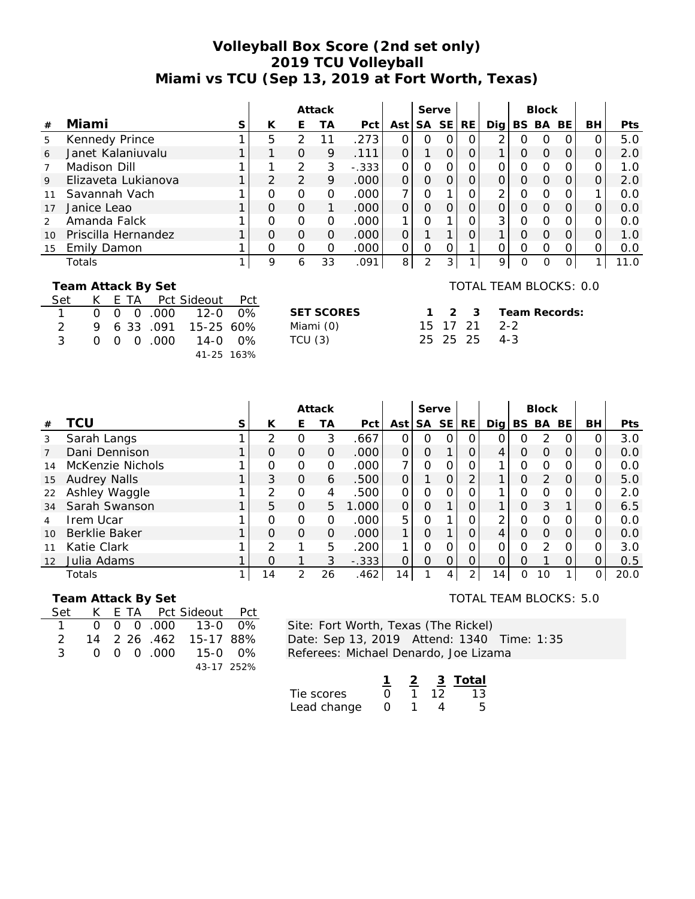# Volleyball Box Score (2nd set only)
## 2019 TCU Volleyball
## Miami vs TCU (Sep 13, 2019 at Fort Worth, Texas)

| # | Miami | S | Attack K | Attack E | Attack TA | Attack Pct | Ast | Serve SA | Serve SE | Serve RE | Dig | Block BS | Block BA | Block BE | BH | Pts |
|---|---|---|---|---|---|---|---|---|---|---|---|---|---|---|---|---|
| 5 | Kennedy Prince | 1 | 5 | 2 | 11 | .273 | 0 | 0 | 0 | 0 | 2 | 0 | 0 | 0 | 0 | 5.0 |
| 6 | Janet Kalaniuvalu | 1 | 1 | 0 | 9 | .111 | 0 | 1 | 0 | 0 | 1 | 0 | 0 | 0 | 0 | 2.0 |
| 7 | Madison Dill | 1 | 1 | 2 | 3 | -.333 | 0 | 0 | 0 | 0 | 0 | 0 | 0 | 0 | 0 | 1.0 |
| 9 | Elizaveta Lukianova | 1 | 2 | 2 | 9 | .000 | 0 | 0 | 0 | 0 | 0 | 0 | 0 | 0 | 0 | 2.0 |
| 11 | Savannah Vach | 1 | 0 | 0 | 0 | .000 | 7 | 0 | 1 | 0 | 2 | 0 | 0 | 0 | 1 | 0.0 |
| 17 | Janice Leao | 1 | 0 | 0 | 1 | .000 | 0 | 0 | 0 | 0 | 0 | 0 | 0 | 0 | 0 | 0.0 |
| 2 | Amanda Falck | 1 | 0 | 0 | 0 | .000 | 1 | 0 | 1 | 0 | 3 | 0 | 0 | 0 | 0 | 0.0 |
| 10 | Priscilla Hernandez | 1 | 0 | 0 | 0 | .000 | 0 | 1 | 1 | 0 | 1 | 0 | 0 | 0 | 0 | 1.0 |
| 15 | Emily Damon | 1 | 0 | 0 | 0 | .000 | 0 | 0 | 0 | 1 | 0 | 0 | 0 | 0 | 0 | 0.0 |
| | Totals | 1 | 9 | 6 | 33 | .091 | 8 | 2 | 3 | 1 | 9 | 0 | 0 | 0 | 1 | 11.0 |

TOTAL TEAM BLOCKS: 0.0

**Team Attack By Set**

| Set | K | E | TA | Pct | Sideout | Pct |
|---|---|---|---|---|---|---|
| 1 | 0 | 0 | 0 | .000 | 12-0 | 0% |
| 2 | 9 | 6 | 33 | .091 | 15-25 | 60% |
| 3 | 0 | 0 | 0 | .000 | 14-0 | 0% |
| | | | | | 41-25 | 163% |

| SET SCORES | 1 | 2 | 3 | Team Records: |
|---|---|---|---|---|
| Miami (0) | 15 | 17 | 21 | 2-2 |
| TCU (3) | 25 | 25 | 25 | 4-3 |

| # | TCU | S | Attack K | Attack E | Attack TA | Attack Pct | Ast | Serve SA | Serve SE | Serve RE | Dig | Block BS | Block BA | Block BE | BH | Pts |
|---|---|---|---|---|---|---|---|---|---|---|---|---|---|---|---|---|
| 3 | Sarah Langs | 1 | 2 | 0 | 3 | .667 | 0 | 0 | 0 | 0 | 0 | 0 | 2 | 0 | 0 | 3.0 |
| 7 | Dani Dennison | 1 | 0 | 0 | 0 | .000 | 0 | 0 | 1 | 0 | 4 | 0 | 0 | 0 | 0 | 0.0 |
| 14 | McKenzie Nichols | 1 | 0 | 0 | 0 | .000 | 7 | 0 | 0 | 0 | 1 | 0 | 0 | 0 | 0 | 0.0 |
| 15 | Audrey Nalls | 1 | 3 | 0 | 6 | .500 | 0 | 1 | 0 | 2 | 1 | 0 | 2 | 0 | 0 | 5.0 |
| 22 | Ashley Waggle | 1 | 2 | 0 | 4 | .500 | 0 | 0 | 0 | 0 | 1 | 0 | 0 | 0 | 0 | 2.0 |
| 34 | Sarah Swanson | 1 | 5 | 0 | 5 | 1.000 | 0 | 0 | 1 | 0 | 1 | 0 | 3 | 1 | 0 | 6.5 |
| 4 | Irem Ucar | 1 | 0 | 0 | 0 | .000 | 5 | 0 | 1 | 0 | 2 | 0 | 0 | 0 | 0 | 0.0 |
| 10 | Berklie Baker | 1 | 0 | 0 | 0 | .000 | 1 | 0 | 1 | 0 | 4 | 0 | 0 | 0 | 0 | 0.0 |
| 11 | Katie Clark | 1 | 2 | 1 | 5 | .200 | 1 | 0 | 0 | 0 | 0 | 0 | 2 | 0 | 0 | 3.0 |
| 12 | Julia Adams | 1 | 0 | 1 | 3 | -.333 | 0 | 0 | 0 | 0 | 0 | 0 | 1 | 0 | 0 | 0.5 |
| | Totals | 1 | 14 | 2 | 26 | .462 | 14 | 1 | 4 | 2 | 14 | 0 | 10 | 1 | 0 | 20.0 |

TOTAL TEAM BLOCKS: 5.0

**Team Attack By Set**

| Set | K | E | TA | Pct | Sideout | Pct |
|---|---|---|---|---|---|---|
| 1 | 0 | 0 | 0 | .000 | 13-0 | 0% |
| 2 | 14 | 2 | 26 | .462 | 15-17 | 88% |
| 3 | 0 | 0 | 0 | .000 | 15-0 | 0% |
| | | | | | 43-17 | 252% |

Site: Fort Worth, Texas (The Rickel)
Date: Sep 13, 2019 Attend: 1340 Time: 1:35
Referees: Michael Denardo, Joe Lizama

| | 1 | 2 | 3 | Total |
|---|---|---|---|---|
| Tie scores | 0 | 1 | 12 | 13 |
| Lead change | 0 | 1 | 4 | 5 |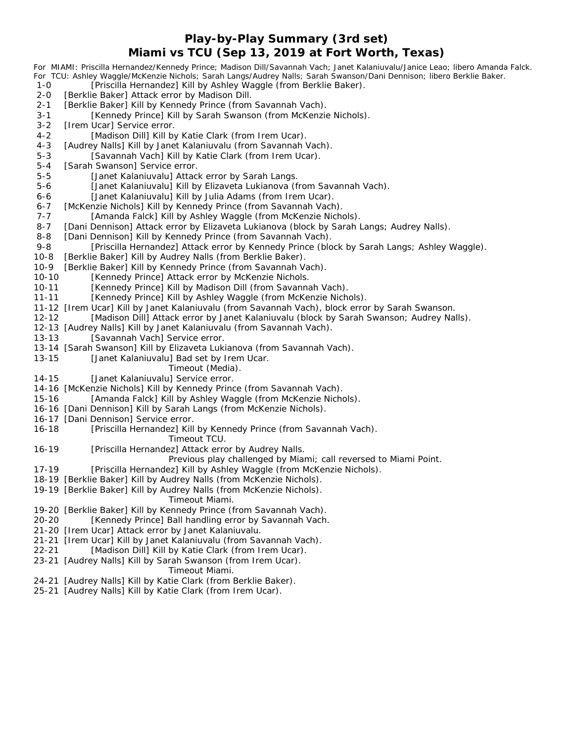# Play-by-Play Summary (3rd set)
# Miami vs TCU (Sep 13, 2019 at Fort Worth, Texas)

For MIAMI: Priscilla Hernandez/Kennedy Prince; Madison Dill/Savannah Vach; Janet Kalaniuvalu/Janice Leao; libero Amanda Falck.
For TCU: Ashley Waggle/McKenzie Nichols; Sarah Langs/Audrey Nalls; Sarah Swanson/Dani Dennison; libero Berklie Baker.

1-0 [Priscilla Hernandez] Kill by Ashley Waggle (from Berklie Baker).
2-0 [Berklie Baker] Attack error by Madison Dill.
2-1 [Berklie Baker] Kill by Kennedy Prince (from Savannah Vach).
3-1 [Kennedy Prince] Kill by Sarah Swanson (from McKenzie Nichols).
3-2 [Irem Ucar] Service error.
4-2 [Madison Dill] Kill by Katie Clark (from Irem Ucar).
4-3 [Audrey Nalls] Kill by Janet Kalaniuvalu (from Savannah Vach).
5-3 [Savannah Vach] Kill by Katie Clark (from Irem Ucar).
5-4 [Sarah Swanson] Service error.
5-5 [Janet Kalaniuvalu] Attack error by Sarah Langs.
5-6 [Janet Kalaniuvalu] Kill by Elizaveta Lukianova (from Savannah Vach).
6-6 [Janet Kalaniuvalu] Kill by Julia Adams (from Irem Ucar).
6-7 [McKenzie Nichols] Kill by Kennedy Prince (from Savannah Vach).
7-7 [Amanda Falck] Kill by Ashley Waggle (from McKenzie Nichols).
8-7 [Dani Dennison] Attack error by Elizaveta Lukianova (block by Sarah Langs; Audrey Nalls).
8-8 [Dani Dennison] Kill by Kennedy Prince (from Savannah Vach).
9-8 [Priscilla Hernandez] Attack error by Kennedy Prince (block by Sarah Langs; Ashley Waggle).
10-8 [Berklie Baker] Kill by Audrey Nalls (from Berklie Baker).
10-9 [Berklie Baker] Kill by Kennedy Prince (from Savannah Vach).
10-10 [Kennedy Prince] Attack error by McKenzie Nichols.
10-11 [Kennedy Prince] Kill by Madison Dill (from Savannah Vach).
11-11 [Kennedy Prince] Kill by Ashley Waggle (from McKenzie Nichols).
11-12 [Irem Ucar] Kill by Janet Kalaniuvalu (from Savannah Vach), block error by Sarah Swanson.
12-12 [Madison Dill] Attack error by Janet Kalaniuvalu (block by Sarah Swanson; Audrey Nalls).
12-13 [Audrey Nalls] Kill by Janet Kalaniuvalu (from Savannah Vach).
13-13 [Savannah Vach] Service error.
13-14 [Sarah Swanson] Kill by Elizaveta Lukianova (from Savannah Vach).
13-15 [Janet Kalaniuvalu] Bad set by Irem Ucar.
Timeout (Media).
14-15 [Janet Kalaniuvalu] Service error.
14-16 [McKenzie Nichols] Kill by Kennedy Prince (from Savannah Vach).
15-16 [Amanda Falck] Kill by Ashley Waggle (from McKenzie Nichols).
16-16 [Dani Dennison] Kill by Sarah Langs (from McKenzie Nichols).
16-17 [Dani Dennison] Service error.
16-18 [Priscilla Hernandez] Kill by Kennedy Prince (from Savannah Vach).
Timeout TCU.
16-19 [Priscilla Hernandez] Attack error by Audrey Nalls.
Previous play challenged by Miami; call reversed to Miami Point.
17-19 [Priscilla Hernandez] Kill by Ashley Waggle (from McKenzie Nichols).
18-19 [Berklie Baker] Kill by Audrey Nalls (from McKenzie Nichols).
19-19 [Berklie Baker] Kill by Audrey Nalls (from McKenzie Nichols).
Timeout Miami.
19-20 [Berklie Baker] Kill by Kennedy Prince (from Savannah Vach).
20-20 [Kennedy Prince] Ball handling error by Savannah Vach.
21-20 [Irem Ucar] Attack error by Janet Kalaniuvalu.
21-21 [Irem Ucar] Kill by Janet Kalaniuvalu (from Savannah Vach).
22-21 [Madison Dill] Kill by Katie Clark (from Irem Ucar).
23-21 [Audrey Nalls] Kill by Sarah Swanson (from Irem Ucar).
Timeout Miami.
24-21 [Audrey Nalls] Kill by Katie Clark (from Berklie Baker).
25-21 [Audrey Nalls] Kill by Katie Clark (from Irem Ucar).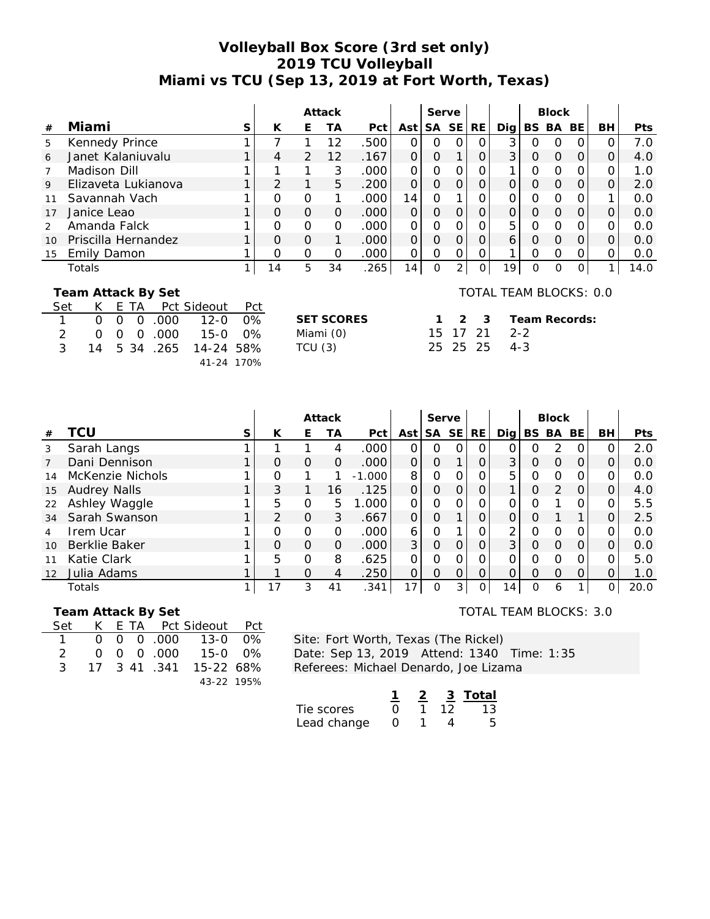# Volleyball Box Score (3rd set only)
## 2019 TCU Volleyball
## Miami vs TCU (Sep 13, 2019 at Fort Worth, Texas)

| | | | Attack | | | | | Serve | | | | Block | | | | |
|---|---|---|---|---|---|---|---|---|---|---|---|---|---|---|---|---|
| # | Miami | S | K | E | TA | Pct | Ast | SA | SE | RE | Dig | BS | BA | BE | BH | Pts |
| 5 | Kennedy Prince | 1 | 7 | 1 | 12 | .500 | 0 | 0 | 0 | 0 | 3 | 0 | 0 | 0 | 0 | 7.0 |
| 6 | Janet Kalaniuvalu | 1 | 4 | 2 | 12 | .167 | 0 | 0 | 1 | 0 | 3 | 0 | 0 | 0 | 0 | 4.0 |
| 7 | Madison Dill | 1 | 1 | 1 | 3 | .000 | 0 | 0 | 0 | 0 | 1 | 0 | 0 | 0 | 0 | 1.0 |
| 9 | Elizaveta Lukianova | 1 | 2 | 1 | 5 | .200 | 0 | 0 | 0 | 0 | 0 | 0 | 0 | 0 | 0 | 2.0 |
| 11 | Savannah Vach | 1 | 0 | 0 | 1 | .000 | 14 | 0 | 1 | 0 | 0 | 0 | 0 | 0 | 1 | 0.0 |
| 17 | Janice Leao | 1 | 0 | 0 | 0 | .000 | 0 | 0 | 0 | 0 | 0 | 0 | 0 | 0 | 0 | 0.0 |
| 2 | Amanda Falck | 1 | 0 | 0 | 0 | .000 | 0 | 0 | 0 | 0 | 5 | 0 | 0 | 0 | 0 | 0.0 |
| 10 | Priscilla Hernandez | 1 | 0 | 0 | 1 | .000 | 0 | 0 | 0 | 0 | 6 | 0 | 0 | 0 | 0 | 0.0 |
| 15 | Emily Damon | 1 | 0 | 0 | 0 | .000 | 0 | 0 | 0 | 0 | 1 | 0 | 0 | 0 | 0 | 0.0 |
| | Totals | 1 | 14 | 5 | 34 | .265 | 14 | 0 | 2 | 0 | 19 | 0 | 0 | 0 | 1 | 14.0 |

**Team Attack By Set**

| Set | K | E | TA | Pct | Sideout | Pct |
|---|---|---|---|---|---|---|
| 1 | 0 | 0 | 0 | .000 | 12-0 | 0% |
| 2 | 0 | 0 | 0 | .000 | 15-0 | 0% |
| 3 | 14 | 5 | 34 | .265 | 14-24 | 58% |
| | | | | | 41-24 | 170% |

TOTAL TEAM BLOCKS: 0.0

| SET SCORES | 1 | 2 | 3 | Team Records: |
|---|---|---|---|---|
| Miami (0) | 15 | 17 | 21 | 2-2 |
| TCU (3) | 25 | 25 | 25 | 4-3 |

| | | | Attack | | | | | Serve | | | | Block | | | | |
|---|---|---|---|---|---|---|---|---|---|---|---|---|---|---|---|---|
| # | TCU | S | K | E | TA | Pct | Ast | SA | SE | RE | Dig | BS | BA | BE | BH | Pts |
| 3 | Sarah Langs | 1 | 1 | 1 | 4 | .000 | 0 | 0 | 0 | 0 | 0 | 0 | 2 | 0 | 0 | 2.0 |
| 7 | Dani Dennison | 1 | 0 | 0 | 0 | .000 | 0 | 0 | 1 | 0 | 3 | 0 | 0 | 0 | 0 | 0.0 |
| 14 | McKenzie Nichols | 1 | 0 | 1 | 1 | -1.000 | 8 | 0 | 0 | 0 | 5 | 0 | 0 | 0 | 0 | 0.0 |
| 15 | Audrey Nalls | 1 | 3 | 1 | 16 | .125 | 0 | 0 | 0 | 0 | 1 | 0 | 2 | 0 | 0 | 4.0 |
| 22 | Ashley Waggle | 1 | 5 | 0 | 5 | 1.000 | 0 | 0 | 0 | 0 | 0 | 0 | 1 | 0 | 0 | 5.5 |
| 34 | Sarah Swanson | 1 | 2 | 0 | 3 | .667 | 0 | 0 | 1 | 0 | 0 | 0 | 1 | 1 | 0 | 2.5 |
| 4 | Irem Ucar | 1 | 0 | 0 | 0 | .000 | 6 | 0 | 1 | 0 | 2 | 0 | 0 | 0 | 0 | 0.0 |
| 10 | Berklie Baker | 1 | 0 | 0 | 0 | .000 | 3 | 0 | 0 | 0 | 3 | 0 | 0 | 0 | 0 | 0.0 |
| 11 | Katie Clark | 1 | 5 | 0 | 8 | .625 | 0 | 0 | 0 | 0 | 0 | 0 | 0 | 0 | 0 | 5.0 |
| 12 | Julia Adams | 1 | 1 | 0 | 4 | .250 | 0 | 0 | 0 | 0 | 0 | 0 | 0 | 0 | 0 | 1.0 |
| | Totals | 1 | 17 | 3 | 41 | .341 | 17 | 0 | 3 | 0 | 14 | 0 | 6 | 1 | 0 | 20.0 |

**Team Attack By Set**

| Set | K | E | TA | Pct | Sideout | Pct |
|---|---|---|---|---|---|---|
| 1 | 0 | 0 | 0 | .000 | 13-0 | 0% |
| 2 | 0 | 0 | 0 | .000 | 15-0 | 0% |
| 3 | 17 | 3 | 41 | .341 | 15-22 | 68% |
| | | | | | 43-22 | 195% |

TOTAL TEAM BLOCKS: 3.0

Site: Fort Worth, Texas (The Rickel)
Date: Sep 13, 2019 Attend: 1340 Time: 1:35
Referees: Michael Denardo, Joe Lizama

| | 1 | 2 | 3 | Total |
|---|---|---|---|---|
| Tie scores | 0 | 1 | 12 | 13 |
| Lead change | 0 | 1 | 4 | 5 |